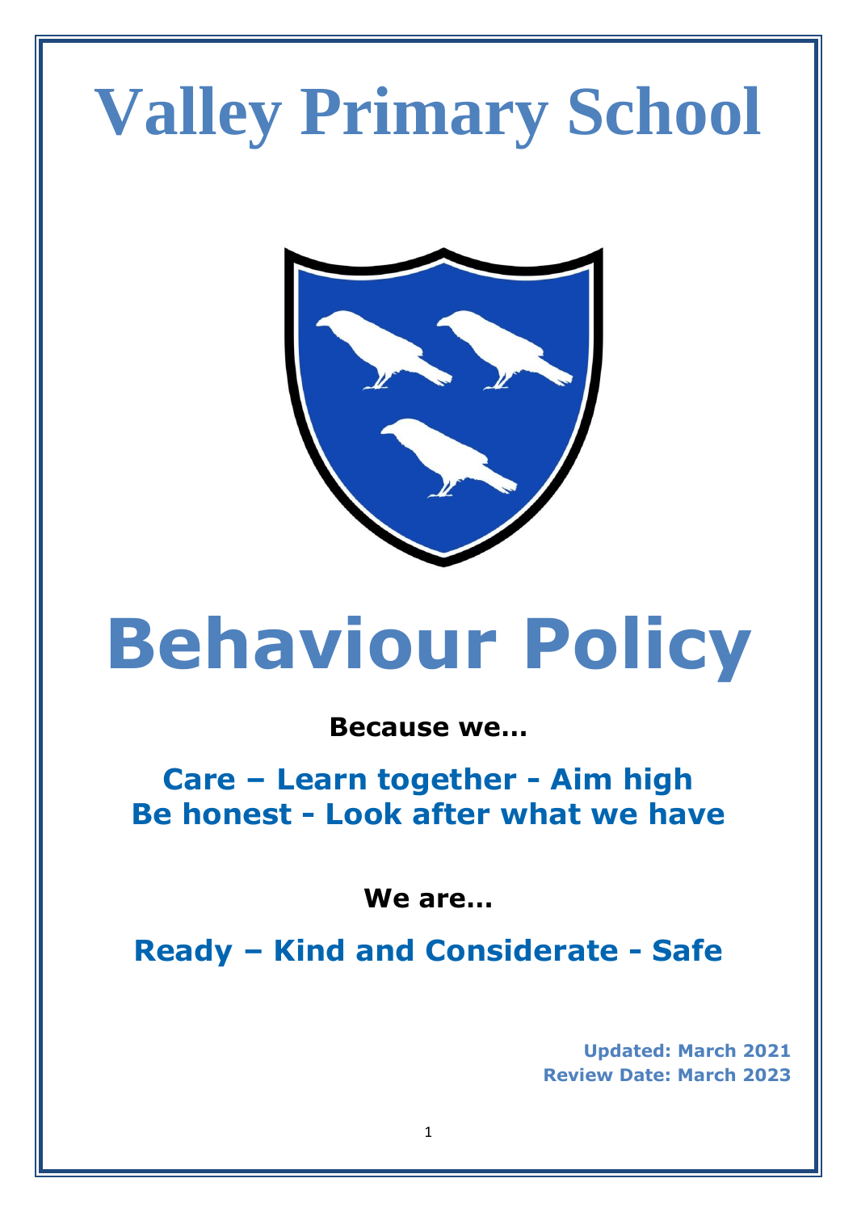# Valley Primary School

# Behaviour Policy

**Because we…**

**Care – Learn together - Aim high**
**Be honest - Look after what we have**

**We are…**

**Ready – Kind and Considerate - Safe**

**Updated: March 2021**
**Review Date: March 2023**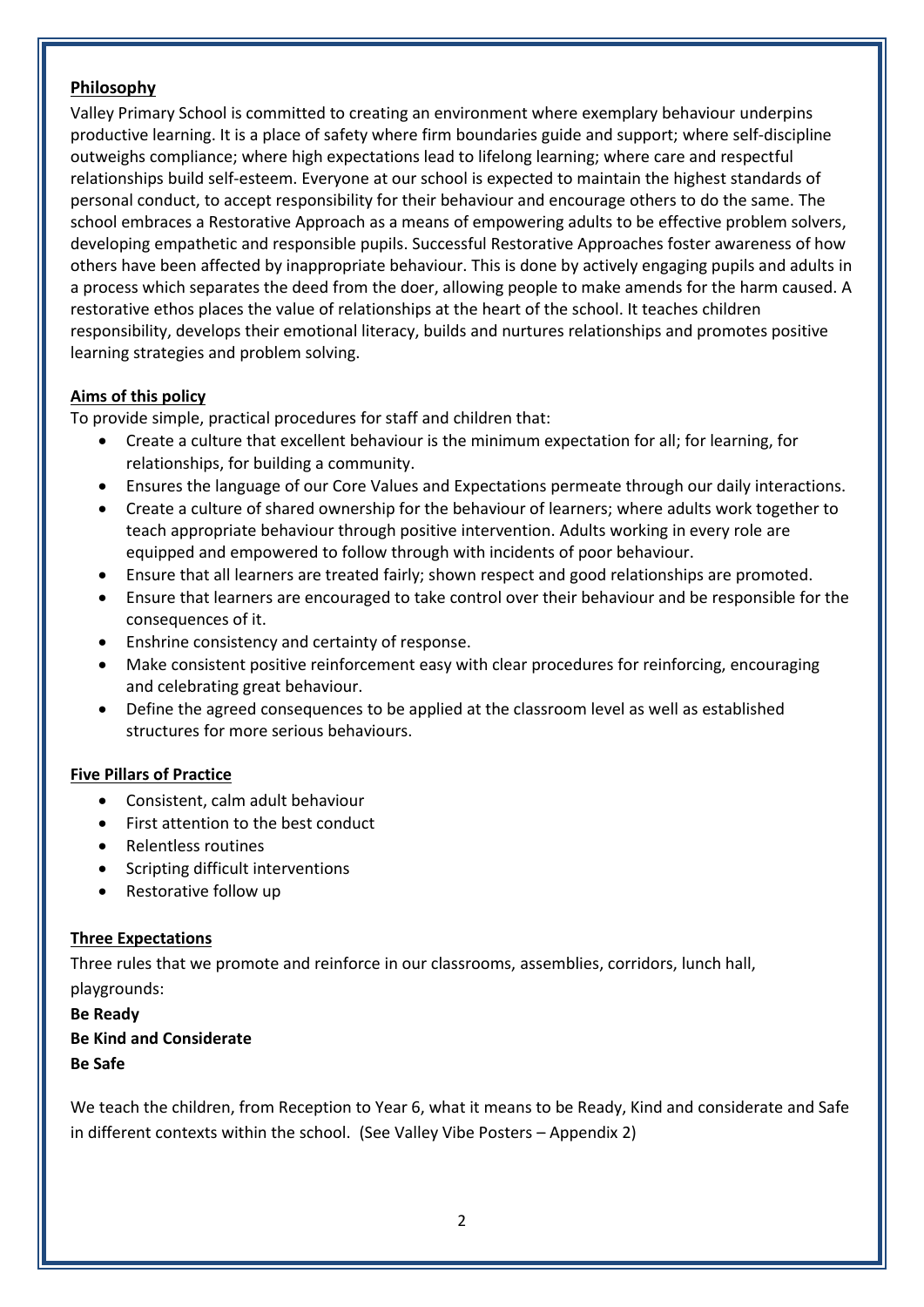## Philosophy

Valley Primary School is committed to creating an environment where exemplary behaviour underpins productive learning. It is a place of safety where firm boundaries guide and support; where self-discipline outweighs compliance; where high expectations lead to lifelong learning; where care and respectful relationships build self-esteem. Everyone at our school is expected to maintain the highest standards of personal conduct, to accept responsibility for their behaviour and encourage others to do the same. The school embraces a Restorative Approach as a means of empowering adults to be effective problem solvers, developing empathetic and responsible pupils. Successful Restorative Approaches foster awareness of how others have been affected by inappropriate behaviour. This is done by actively engaging pupils and adults in a process which separates the deed from the doer, allowing people to make amends for the harm caused. A restorative ethos places the value of relationships at the heart of the school. It teaches children responsibility, develops their emotional literacy, builds and nurtures relationships and promotes positive learning strategies and problem solving.

## Aims of this policy

To provide simple, practical procedures for staff and children that:

- Create a culture that excellent behaviour is the minimum expectation for all; for learning, for relationships, for building a community.
- Ensures the language of our Core Values and Expectations permeate through our daily interactions.
- Create a culture of shared ownership for the behaviour of learners; where adults work together to teach appropriate behaviour through positive intervention. Adults working in every role are equipped and empowered to follow through with incidents of poor behaviour.
- Ensure that all learners are treated fairly; shown respect and good relationships are promoted.
- Ensure that learners are encouraged to take control over their behaviour and be responsible for the consequences of it.
- Enshrine consistency and certainty of response.
- Make consistent positive reinforcement easy with clear procedures for reinforcing, encouraging and celebrating great behaviour.
- Define the agreed consequences to be applied at the classroom level as well as established structures for more serious behaviours.

## Five Pillars of Practice

- Consistent, calm adult behaviour
- First attention to the best conduct
- Relentless routines
- Scripting difficult interventions
- Restorative follow up

## Three Expectations

Three rules that we promote and reinforce in our classrooms, assemblies, corridors, lunch hall, playgrounds:

**Be Ready**
**Be Kind and Considerate**
**Be Safe**

We teach the children, from Reception to Year 6, what it means to be Ready, Kind and considerate and Safe in different contexts within the school. (See Valley Vibe Posters – Appendix 2)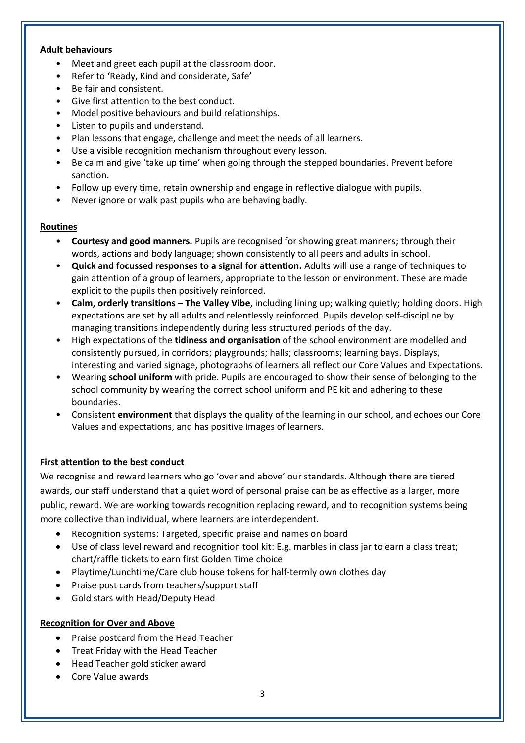**Adult behaviours**

- Meet and greet each pupil at the classroom door.
- Refer to 'Ready, Kind and considerate, Safe'
- Be fair and consistent.
- Give first attention to the best conduct.
- Model positive behaviours and build relationships.
- Listen to pupils and understand.
- Plan lessons that engage, challenge and meet the needs of all learners.
- Use a visible recognition mechanism throughout every lesson.
- Be calm and give 'take up time' when going through the stepped boundaries. Prevent before sanction.
- Follow up every time, retain ownership and engage in reflective dialogue with pupils.
- Never ignore or walk past pupils who are behaving badly.

**Routines**

- **Courtesy and good manners.** Pupils are recognised for showing great manners; through their words, actions and body language; shown consistently to all peers and adults in school.
- **Quick and focussed responses to a signal for attention.** Adults will use a range of techniques to gain attention of a group of learners, appropriate to the lesson or environment. These are made explicit to the pupils then positively reinforced.
- **Calm, orderly transitions – The Valley Vibe**, including lining up; walking quietly; holding doors. High expectations are set by all adults and relentlessly reinforced. Pupils develop self-discipline by managing transitions independently during less structured periods of the day.
- High expectations of the **tidiness and organisation** of the school environment are modelled and consistently pursued, in corridors; playgrounds; halls; classrooms; learning bays. Displays, interesting and varied signage, photographs of learners all reflect our Core Values and Expectations.
- Wearing **school uniform** with pride. Pupils are encouraged to show their sense of belonging to the school community by wearing the correct school uniform and PE kit and adhering to these boundaries.
- Consistent **environment** that displays the quality of the learning in our school, and echoes our Core Values and expectations, and has positive images of learners.

**First attention to the best conduct**

We recognise and reward learners who go 'over and above' our standards. Although there are tiered awards, our staff understand that a quiet word of personal praise can be as effective as a larger, more public, reward. We are working towards recognition replacing reward, and to recognition systems being more collective than individual, where learners are interdependent.

- Recognition systems: Targeted, specific praise and names on board
- Use of class level reward and recognition tool kit: E.g. marbles in class jar to earn a class treat; chart/raffle tickets to earn first Golden Time choice
- Playtime/Lunchtime/Care club house tokens for half-termly own clothes day
- Praise post cards from teachers/support staff
- Gold stars with Head/Deputy Head

**Recognition for Over and Above**

- Praise postcard from the Head Teacher
- Treat Friday with the Head Teacher
- Head Teacher gold sticker award
- Core Value awards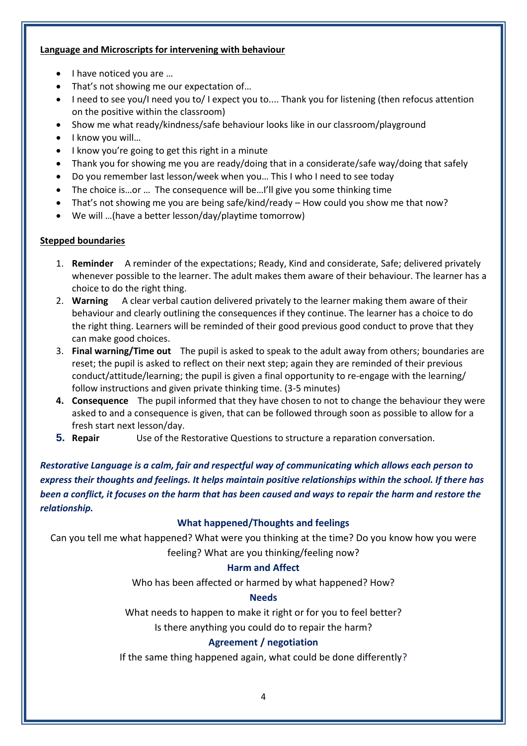**Language and Microscripts for intervening with behaviour**

- I have noticed you are …
- That's not showing me our expectation of…
- I need to see you/I need you to/ I expect you to.... Thank you for listening (then refocus attention on the positive within the classroom)
- Show me what ready/kindness/safe behaviour looks like in our classroom/playground
- I know you will…
- I know you're going to get this right in a minute
- Thank you for showing me you are ready/doing that in a considerate/safe way/doing that safely
- Do you remember last lesson/week when you… This I who I need to see today
- The choice is…or … The consequence will be…I'll give you some thinking time
- That's not showing me you are being safe/kind/ready – How could you show me that now?
- We will …(have a better lesson/day/playtime tomorrow)

**Stepped boundaries**

1. **Reminder** A reminder of the expectations; Ready, Kind and considerate, Safe; delivered privately whenever possible to the learner. The adult makes them aware of their behaviour. The learner has a choice to do the right thing.
2. **Warning** A clear verbal caution delivered privately to the learner making them aware of their behaviour and clearly outlining the consequences if they continue. The learner has a choice to do the right thing. Learners will be reminded of their good previous good conduct to prove that they can make good choices.
3. **Final warning/Time out** The pupil is asked to speak to the adult away from others; boundaries are reset; the pupil is asked to reflect on their next step; again they are reminded of their previous conduct/attitude/learning; the pupil is given a final opportunity to re-engage with the learning/ follow instructions and given private thinking time. (3-5 minutes)
4. **Consequence** The pupil informed that they have chosen to not to change the behaviour they were asked to and a consequence is given, that can be followed through soon as possible to allow for a fresh start next lesson/day.
5. **Repair** Use of the Restorative Questions to structure a reparation conversation.

***Restorative Language is a calm, fair and respectful way of communicating which allows each person to express their thoughts and feelings. It helps maintain positive relationships within the school. If there has been a conflict, it focuses on the harm that has been caused and ways to repair the harm and restore the relationship.***

**What happened/Thoughts and feelings**

Can you tell me what happened? What were you thinking at the time? Do you know how you were feeling? What are you thinking/feeling now?

**Harm and Affect**

Who has been affected or harmed by what happened? How?

**Needs**

What needs to happen to make it right or for you to feel better?

Is there anything you could do to repair the harm?

**Agreement / negotiation**

If the same thing happened again, what could be done differently?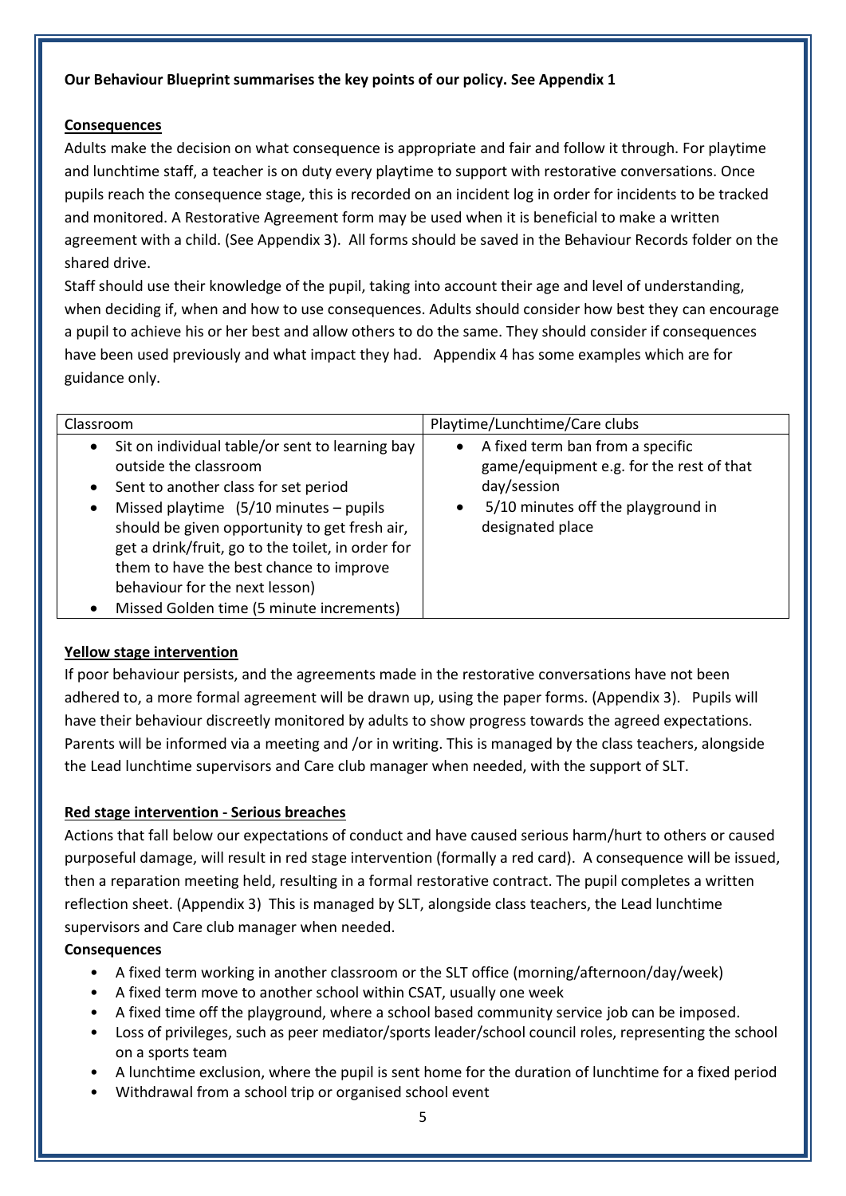**Our Behaviour Blueprint summarises the key points of our policy. See Appendix 1**

**Consequences**

Adults make the decision on what consequence is appropriate and fair and follow it through. For playtime and lunchtime staff, a teacher is on duty every playtime to support with restorative conversations. Once pupils reach the consequence stage, this is recorded on an incident log in order for incidents to be tracked and monitored. A Restorative Agreement form may be used when it is beneficial to make a written agreement with a child. (See Appendix 3). All forms should be saved in the Behaviour Records folder on the shared drive.

Staff should use their knowledge of the pupil, taking into account their age and level of understanding, when deciding if, when and how to use consequences. Adults should consider how best they can encourage a pupil to achieve his or her best and allow others to do the same. They should consider if consequences have been used previously and what impact they had. Appendix 4 has some examples which are for guidance only.

| Classroom | Playtime/Lunchtime/Care clubs |
| --- | --- |
| • Sit on individual table/or sent to learning bay outside the classroom<br>• Sent to another class for set period<br>• Missed playtime (5/10 minutes – pupils should be given opportunity to get fresh air, get a drink/fruit, go to the toilet, in order for them to have the best chance to improve behaviour for the next lesson)<br>• Missed Golden time (5 minute increments) | • A fixed term ban from a specific game/equipment e.g. for the rest of that day/session<br>• 5/10 minutes off the playground in designated place |

**Yellow stage intervention**

If poor behaviour persists, and the agreements made in the restorative conversations have not been adhered to, a more formal agreement will be drawn up, using the paper forms. (Appendix 3). Pupils will have their behaviour discreetly monitored by adults to show progress towards the agreed expectations. Parents will be informed via a meeting and /or in writing. This is managed by the class teachers, alongside the Lead lunchtime supervisors and Care club manager when needed, with the support of SLT.

**Red stage intervention - Serious breaches**

Actions that fall below our expectations of conduct and have caused serious harm/hurt to others or caused purposeful damage, will result in red stage intervention (formally a red card). A consequence will be issued, then a reparation meeting held, resulting in a formal restorative contract. The pupil completes a written reflection sheet. (Appendix 3) This is managed by SLT, alongside class teachers, the Lead lunchtime supervisors and Care club manager when needed.

**Consequences**

- A fixed term working in another classroom or the SLT office (morning/afternoon/day/week)
- A fixed term move to another school within CSAT, usually one week
- A fixed time off the playground, where a school based community service job can be imposed.
- Loss of privileges, such as peer mediator/sports leader/school council roles, representing the school on a sports team
- A lunchtime exclusion, where the pupil is sent home for the duration of lunchtime for a fixed period
- Withdrawal from a school trip or organised school event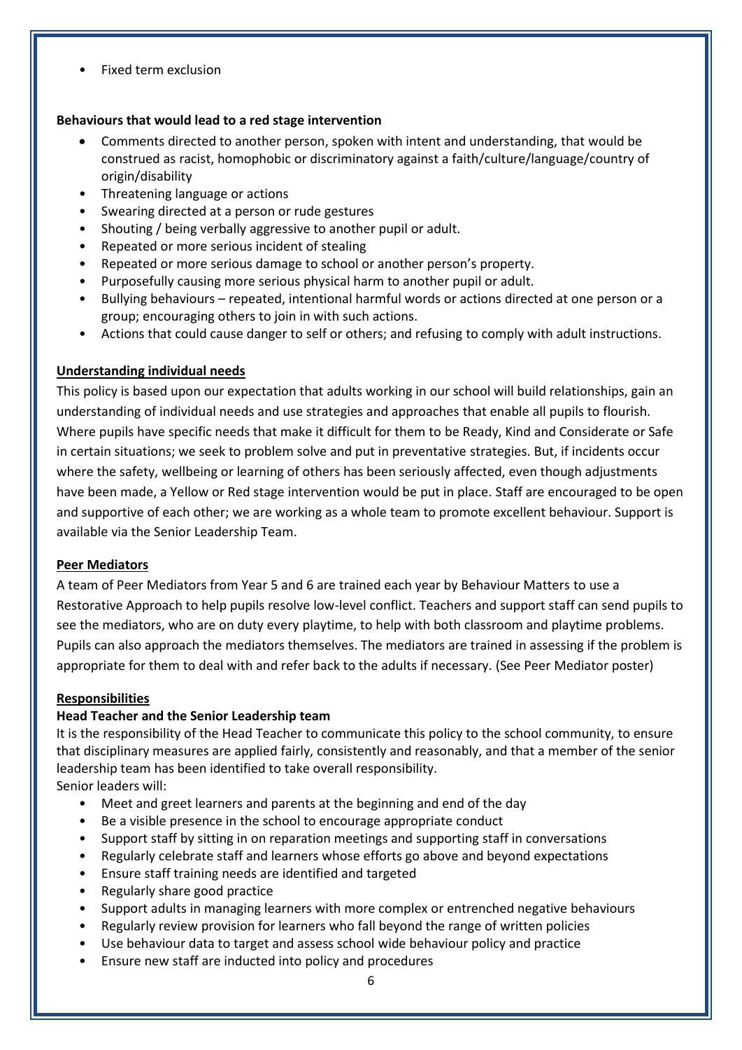- Fixed term exclusion

**Behaviours that would lead to a red stage intervention**

- Comments directed to another person, spoken with intent and understanding, that would be construed as racist, homophobic or discriminatory against a faith/culture/language/country of origin/disability
- Threatening language or actions
- Swearing directed at a person or rude gestures
- Shouting / being verbally aggressive to another pupil or adult.
- Repeated or more serious incident of stealing
- Repeated or more serious damage to school or another person's property.
- Purposefully causing more serious physical harm to another pupil or adult.
- Bullying behaviours – repeated, intentional harmful words or actions directed at one person or a group; encouraging others to join in with such actions.
- Actions that could cause danger to self or others; and refusing to comply with adult instructions.

**Understanding individual needs**

This policy is based upon our expectation that adults working in our school will build relationships, gain an understanding of individual needs and use strategies and approaches that enable all pupils to flourish. Where pupils have specific needs that make it difficult for them to be Ready, Kind and Considerate or Safe in certain situations; we seek to problem solve and put in preventative strategies. But, if incidents occur where the safety, wellbeing or learning of others has been seriously affected, even though adjustments have been made, a Yellow or Red stage intervention would be put in place. Staff are encouraged to be open and supportive of each other; we are working as a whole team to promote excellent behaviour. Support is available via the Senior Leadership Team.

**Peer Mediators**

A team of Peer Mediators from Year 5 and 6 are trained each year by Behaviour Matters to use a Restorative Approach to help pupils resolve low-level conflict. Teachers and support staff can send pupils to see the mediators, who are on duty every playtime, to help with both classroom and playtime problems. Pupils can also approach the mediators themselves. The mediators are trained in assessing if the problem is appropriate for them to deal with and refer back to the adults if necessary. (See Peer Mediator poster)

**Responsibilities**

**Head Teacher and the Senior Leadership team**

It is the responsibility of the Head Teacher to communicate this policy to the school community, to ensure that disciplinary measures are applied fairly, consistently and reasonably, and that a member of the senior leadership team has been identified to take overall responsibility.
Senior leaders will:

- Meet and greet learners and parents at the beginning and end of the day
- Be a visible presence in the school to encourage appropriate conduct
- Support staff by sitting in on reparation meetings and supporting staff in conversations
- Regularly celebrate staff and learners whose efforts go above and beyond expectations
- Ensure staff training needs are identified and targeted
- Regularly share good practice
- Support adults in managing learners with more complex or entrenched negative behaviours
- Regularly review provision for learners who fall beyond the range of written policies
- Use behaviour data to target and assess school wide behaviour policy and practice
- Ensure new staff are inducted into policy and procedures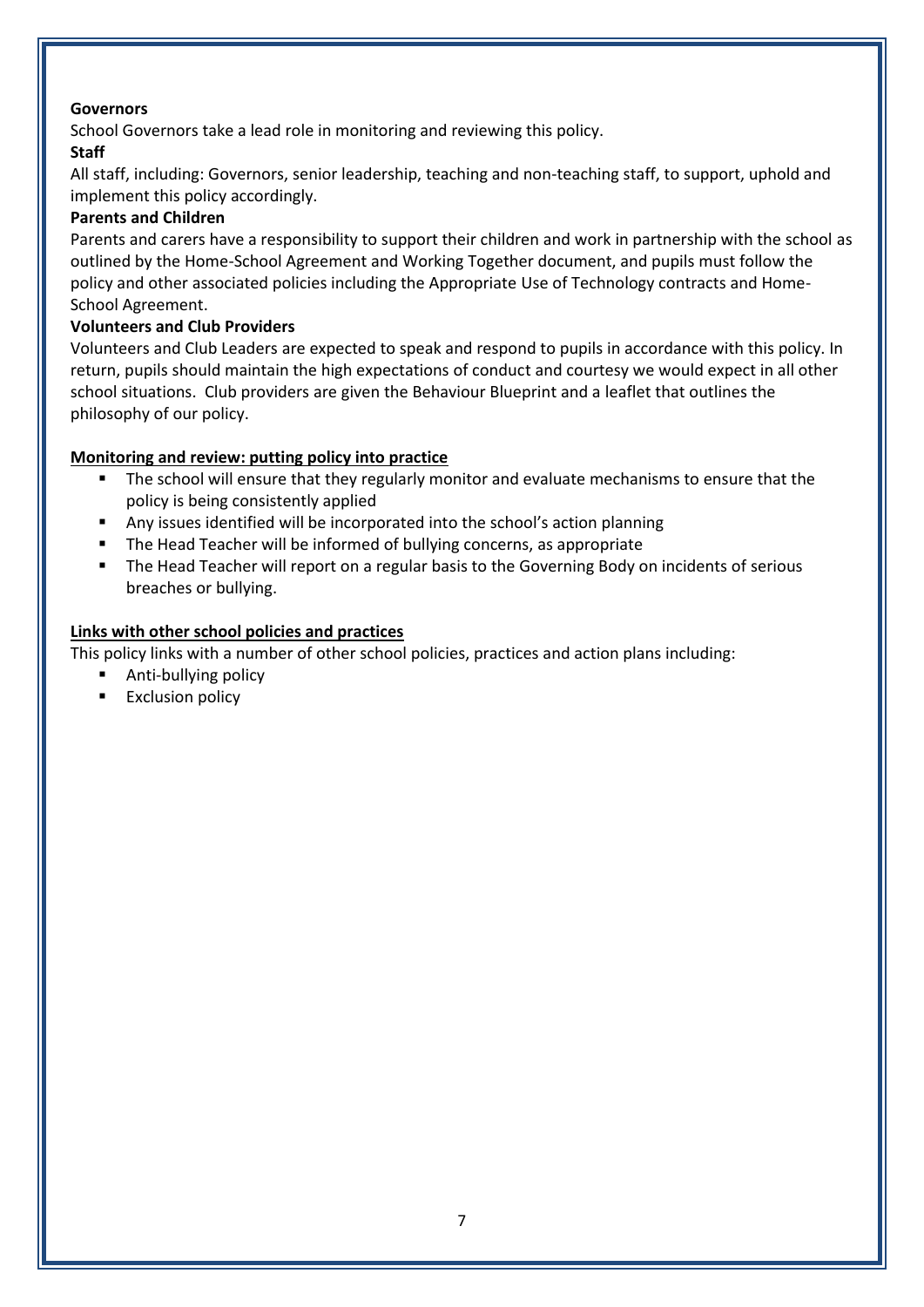**Governors**

School Governors take a lead role in monitoring and reviewing this policy.

**Staff**

All staff, including: Governors, senior leadership, teaching and non-teaching staff, to support, uphold and implement this policy accordingly.

**Parents and Children**

Parents and carers have a responsibility to support their children and work in partnership with the school as outlined by the Home-School Agreement and Working Together document, and pupils must follow the policy and other associated policies including the Appropriate Use of Technology contracts and Home-School Agreement.

**Volunteers and Club Providers**

Volunteers and Club Leaders are expected to speak and respond to pupils in accordance with this policy. In return, pupils should maintain the high expectations of conduct and courtesy we would expect in all other school situations. Club providers are given the Behaviour Blueprint and a leaflet that outlines the philosophy of our policy.

**Monitoring and review: putting policy into practice**

- The school will ensure that they regularly monitor and evaluate mechanisms to ensure that the policy is being consistently applied
- Any issues identified will be incorporated into the school's action planning
- The Head Teacher will be informed of bullying concerns, as appropriate
- The Head Teacher will report on a regular basis to the Governing Body on incidents of serious breaches or bullying.

**Links with other school policies and practices**

This policy links with a number of other school policies, practices and action plans including:

- Anti-bullying policy
- Exclusion policy